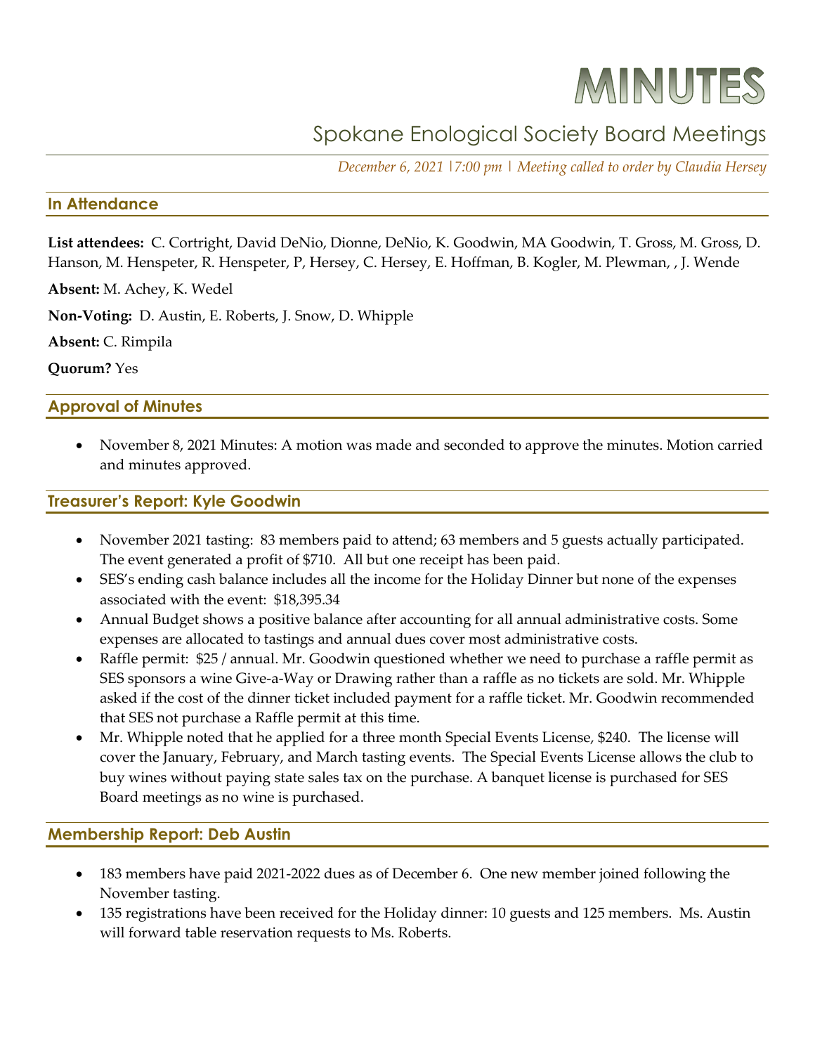# MINUTES

## Spokane Enological Society Board Meetings

*December 6, 2021 |7:00 pm | Meeting called to order by Claudia Hersey*

### In Attendance

**List attendees:** C. Cortright, David DeNio, Dionne, DeNio, K. Goodwin, MA Goodwin, T. Gross, M. Gross, D. Hanson, M. Henspeter, R. Henspeter, P, Hersey, C. Hersey, E. Hoffman, B. Kogler, M. Plewman, , J. Wende

**Absent:** M. Achey, K. Wedel

**Non-Voting:** D. Austin, E. Roberts, J. Snow, D. Whipple

**Absent:** C. Rimpila

**Quorum?** Yes

### Approval of Minutes

- November 8, 2021 Minutes: A motion was made and seconded to approve the minutes. Motion carried and minutes approved.

### Treasurer's Report: Kyle Goodwin

- November 2021 tasting: 83 members paid to attend; 63 members and 5 guests actually participated. The event generated a profit of $710. All but one receipt has been paid.
- SES's ending cash balance includes all the income for the Holiday Dinner but none of the expenses associated with the event: $18,395.34
- Annual Budget shows a positive balance after accounting for all annual administrative costs. Some expenses are allocated to tastings and annual dues cover most administrative costs.
- Raffle permit: $25 / annual. Mr. Goodwin questioned whether we need to purchase a raffle permit as SES sponsors a wine Give-a-Way or Drawing rather than a raffle as no tickets are sold. Mr. Whipple asked if the cost of the dinner ticket included payment for a raffle ticket. Mr. Goodwin recommended that SES not purchase a Raffle permit at this time.
- Mr. Whipple noted that he applied for a three month Special Events License, $240. The license will cover the January, February, and March tasting events. The Special Events License allows the club to buy wines without paying state sales tax on the purchase. A banquet license is purchased for SES Board meetings as no wine is purchased.

### Membership Report: Deb Austin

- 183 members have paid 2021-2022 dues as of December 6. One new member joined following the November tasting.
- 135 registrations have been received for the Holiday dinner: 10 guests and 125 members. Ms. Austin will forward table reservation requests to Ms. Roberts.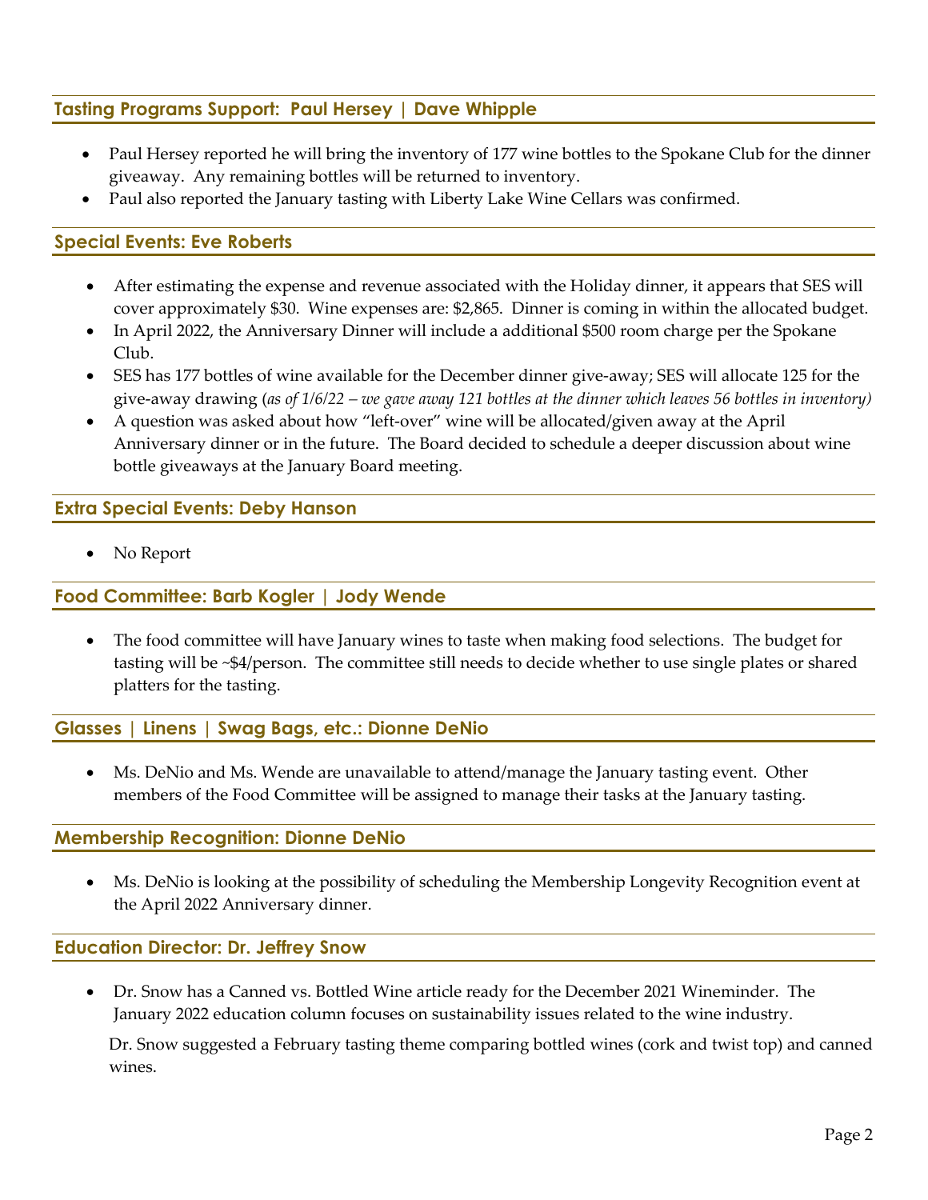## Tasting Programs Support: Paul Hersey | Dave Whipple

- Paul Hersey reported he will bring the inventory of 177 wine bottles to the Spokane Club for the dinner giveaway. Any remaining bottles will be returned to inventory.
- Paul also reported the January tasting with Liberty Lake Wine Cellars was confirmed.

## Special Events: Eve Roberts

- After estimating the expense and revenue associated with the Holiday dinner, it appears that SES will cover approximately $30. Wine expenses are: $2,865. Dinner is coming in within the allocated budget.
- In April 2022, the Anniversary Dinner will include a additional $500 room charge per the Spokane Club.
- SES has 177 bottles of wine available for the December dinner give-away; SES will allocate 125 for the give-away drawing (*as of 1/6/22 – we gave away 121 bottles at the dinner which leaves 56 bottles in inventory)*
- A question was asked about how "left-over" wine will be allocated/given away at the April Anniversary dinner or in the future. The Board decided to schedule a deeper discussion about wine bottle giveaways at the January Board meeting.

## Extra Special Events: Deby Hanson

- No Report

## Food Committee: Barb Kogler | Jody Wende

- The food committee will have January wines to taste when making food selections. The budget for tasting will be ~$4/person. The committee still needs to decide whether to use single plates or shared platters for the tasting.

## Glasses | Linens | Swag Bags, etc.: Dionne DeNio

- Ms. DeNio and Ms. Wende are unavailable to attend/manage the January tasting event. Other members of the Food Committee will be assigned to manage their tasks at the January tasting.

## Membership Recognition: Dionne DeNio

- Ms. DeNio is looking at the possibility of scheduling the Membership Longevity Recognition event at the April 2022 Anniversary dinner.

## Education Director: Dr. Jeffrey Snow

- Dr. Snow has a Canned vs. Bottled Wine article ready for the December 2021 Wineminder. The January 2022 education column focuses on sustainability issues related to the wine industry.

  Dr. Snow suggested a February tasting theme comparing bottled wines (cork and twist top) and canned wines.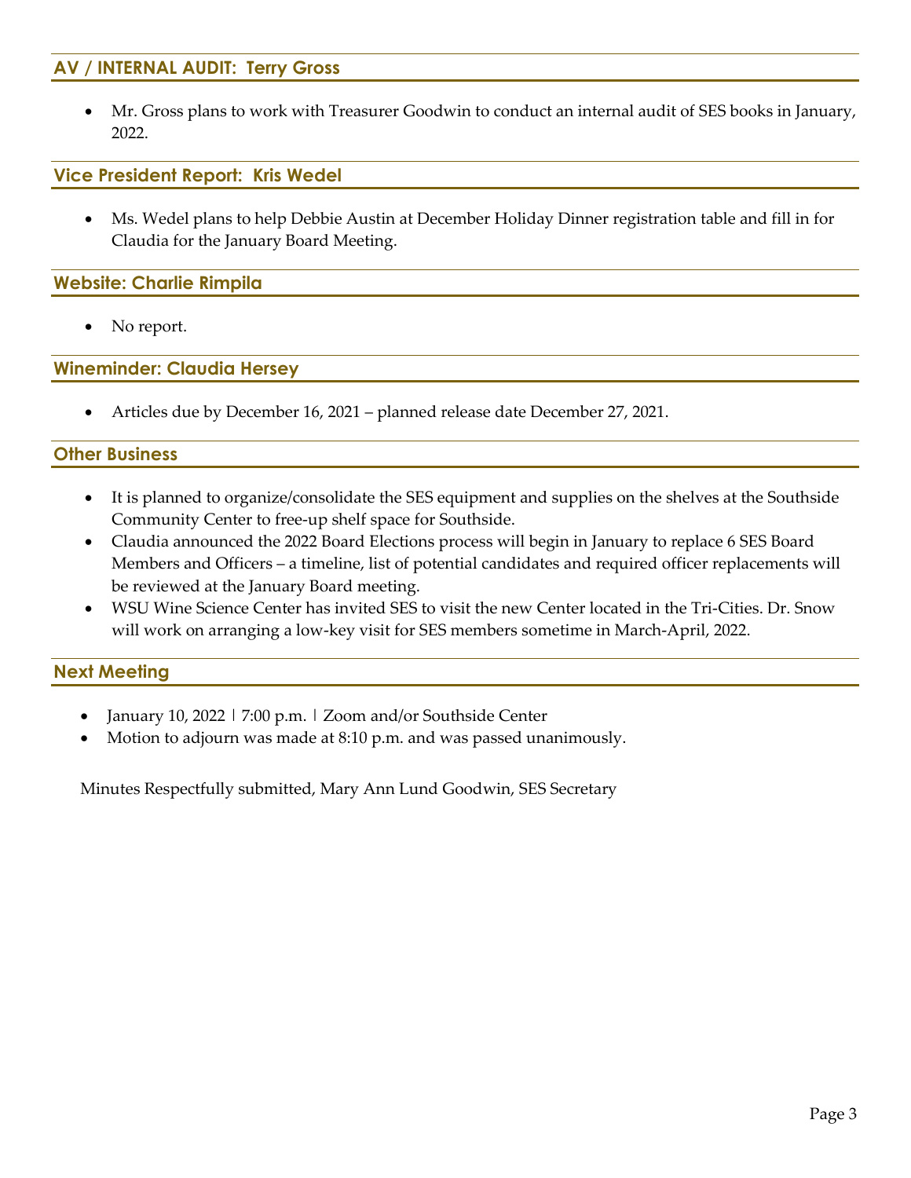### AV / INTERNAL AUDIT: Terry Gross

- Mr. Gross plans to work with Treasurer Goodwin to conduct an internal audit of SES books in January, 2022.

### Vice President Report: Kris Wedel

- Ms. Wedel plans to help Debbie Austin at December Holiday Dinner registration table and fill in for Claudia for the January Board Meeting.

### Website: Charlie Rimpila

- No report.

### Wineminder: Claudia Hersey

- Articles due by December 16, 2021 – planned release date December 27, 2021.

### Other Business

- It is planned to organize/consolidate the SES equipment and supplies on the shelves at the Southside Community Center to free-up shelf space for Southside.
- Claudia announced the 2022 Board Elections process will begin in January to replace 6 SES Board Members and Officers – a timeline, list of potential candidates and required officer replacements will be reviewed at the January Board meeting.
- WSU Wine Science Center has invited SES to visit the new Center located in the Tri-Cities. Dr. Snow will work on arranging a low-key visit for SES members sometime in March-April, 2022.

### Next Meeting

- January 10, 2022 | 7:00 p.m. | Zoom and/or Southside Center
- Motion to adjourn was made at 8:10 p.m. and was passed unanimously.

Minutes Respectfully submitted, Mary Ann Lund Goodwin, SES Secretary